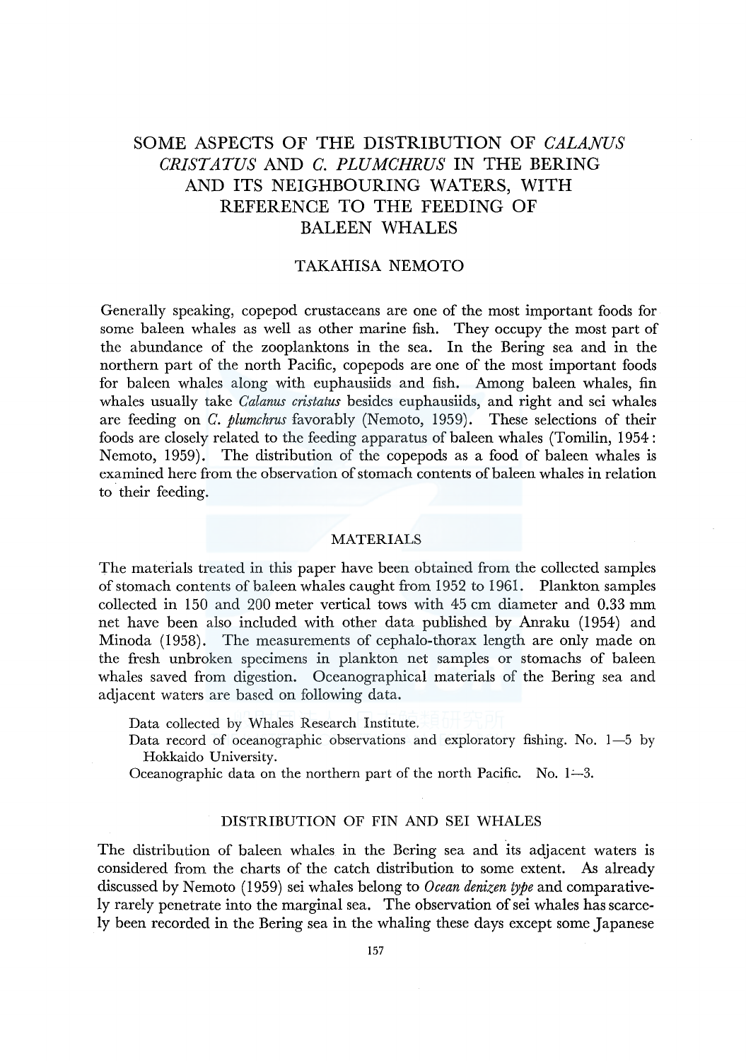# SOME ASPECTS OF THE DISTRIBUTION OF *CALANUS CRISTATUS* AND *C. PLUMCHRUS* IN THE BERING AND ITS NEIGHBOURING WATERS, WITH REFERENCE TO THE FEEDING OF BALEEN WHALES

TAKAHISA NEMOTO

Generally speaking, copepod crustaceans are one of the most important foods for some baleen whales as well as other marine fish. They occupy the most part of the abundance of the zooplanktons in the sea. In the Bering sea and in the northern part of the north Pacific, copepods are one of the most important foods for baleen whales along with euphausiids and fish. Among baleen whales, fin whales usually take *Calanus cristatus* besides euphausiids, and right and sei whales are feeding on *C. plumchrus* favorably (Nemoto, 1959). These selections of their foods are closely related to the feeding apparatus of baleen whales (Tomilin, 1954: Nemoto, 1959). The distribution of the copepods as a food of baleen whales is examined here from the observation of stomach contents of baleen whales in relation to their feeding.

## MATERIALS

The materials treated in this paper have been obtained from the collected samples of stomach contents of baleen whales caught from 1952 to 1961. Plankton samples collected in 150 and 200 meter vertical tows with 45 cm diameter and 0.33 mm net have been also included with other data published by Anraku (1954) and Minoda (1958). The measurements of cephalo-thorax length are only made on the fresh unbroken specimens in plankton net samples or stomachs of baleen whales saved from digestion. Oceanographical materials of the Bering sea and adjacent waters are based on following data.

Data collected by Whales Research Institute.
Data record of oceanographic observations and exploratory fishing. No. 1—5 by Hokkaido University.
Oceanographic data on the northern part of the north Pacific. No. 1—3.

## DISTRIBUTION OF FIN AND SEI WHALES

The distribution of baleen whales in the Bering sea and its adjacent waters is considered from the charts of the catch distribution to some extent. As already discussed by Nemoto (1959) sei whales belong to *Ocean denizen type* and comparatively rarely penetrate into the marginal sea. The observation of sei whales has scarcely been recorded in the Bering sea in the whaling these days except some Japanese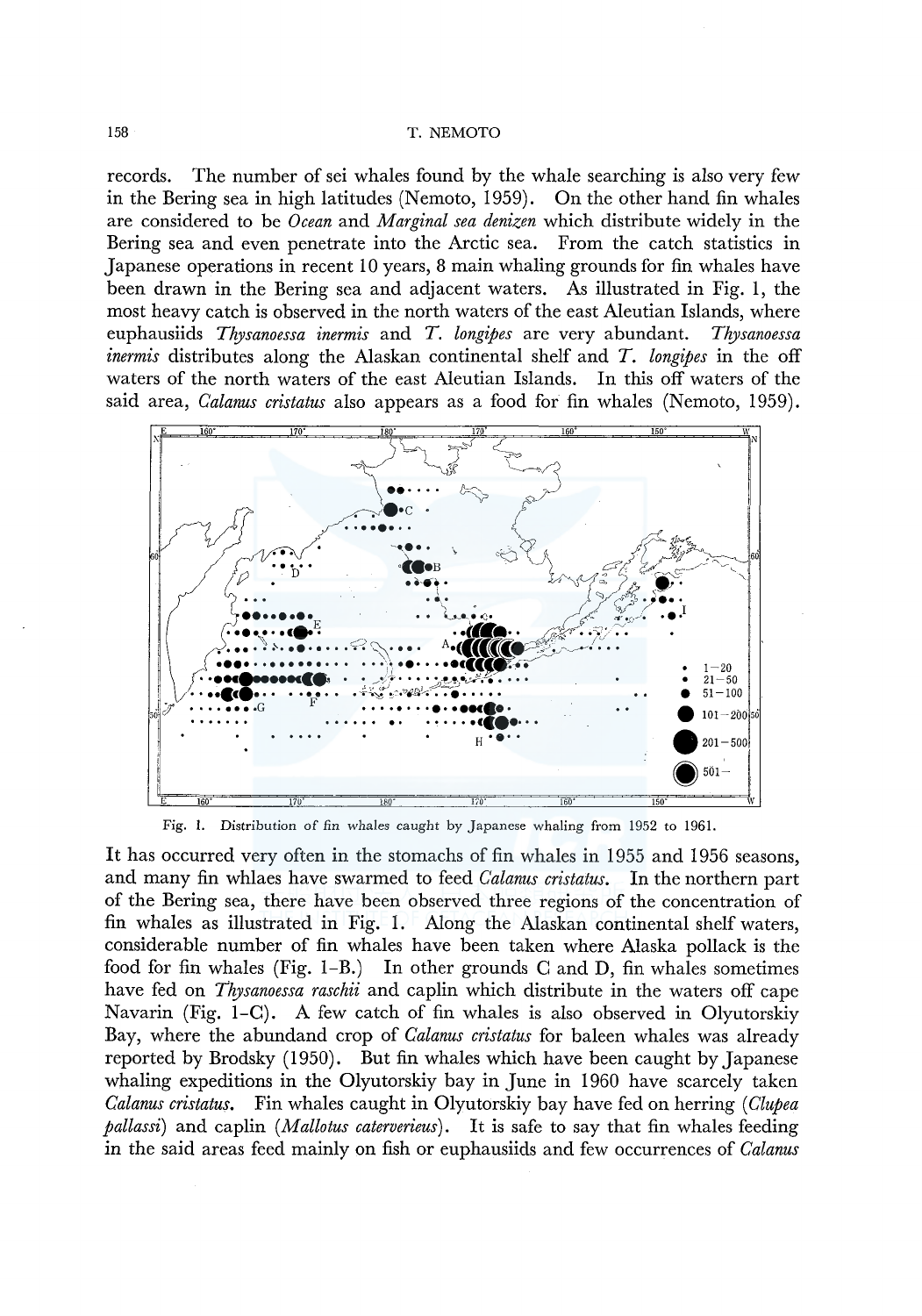records. The number of sei whales found by the whale searching is also very few in the Bering sea in high latitudes (Nemoto, 1959). On the other hand fin whales are considered to be *Ocean* and *Marginal sea denizen* which distribute widely in the Bering sea and even penetrate into the Arctic sea. From the catch statistics in Japanese operations in recent 10 years, 8 main whaling grounds for fin whales have been drawn in the Bering sea and adjacent waters. As illustrated in Fig. 1, the most heavy catch is observed in the north waters of the east Aleutian Islands, where euphausiids *Thysanoessa inermis* and *T. longipes* are very abundant. *Thysanoessa inermis* distributes along the Alaskan continental shelf and *T. longipes* in the off waters of the north waters of the east Aleutian Islands. In this off waters of the said area, *Calanus cristatus* also appears as a food for fin whales (Nemoto, 1959).

Fig. 1. Distribution of fin whales caught by Japanese whaling from 1952 to 1961.

It has occurred very often in the stomachs of fin whales in 1955 and 1956 seasons, and many fin whlaes have swarmed to feed *Calanus cristatus*. In the northern part of the Bering sea, there have been observed three regions of the concentration of fin whales as illustrated in Fig. 1. Along the Alaskan continental shelf waters, considerable number of fin whales have been taken where Alaska pollack is the food for fin whales (Fig. 1-B.) In other grounds C and D, fin whales sometimes have fed on *Thysanoessa raschii* and caplin which distribute in the waters off cape Navarin (Fig. 1-C). A few catch of fin whales is also observed in Olyutorskiy Bay, where the abundand crop of *Calanus cristatus* for baleen whales was already reported by Brodsky (1950). But fin whales which have been caught by Japanese whaling expeditions in the Olyutorskiy bay in June in 1960 have scarcely taken *Calanus cristatus*. Fin whales caught in Olyutorskiy bay have fed on herring (*Clupea pallassi*) and caplin (*Mallotus caterverieus*). It is safe to say that fin whales feeding in the said areas feed mainly on fish or euphausiids and few occurrences of *Calanus*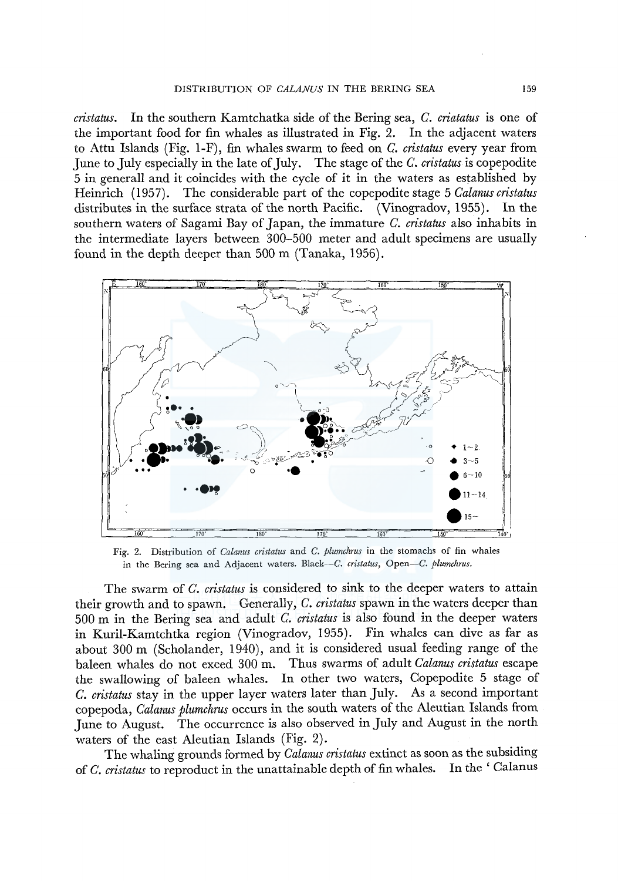*cristatus*. In the southern Kamtchatka side of the Bering sea, *C. criatatus* is one of the important food for fin whales as illustrated in Fig. 2. In the adjacent waters to Attu Islands (Fig. 1-F), fin whales swarm to feed on *C. cristatus* every year from June to July especially in the late of July. The stage of the *C. cristatus* is copepodite 5 in generall and it coincides with the cycle of it in the waters as established by Heinrich (1957). The considerable part of the copepodite stage 5 *Calanus cristatus* distributes in the surface strata of the north Pacific. (Vinogradov, 1955). In the southern waters of Sagami Bay of Japan, the immature *C. cristatus* also inhabits in the intermediate layers between 300–500 meter and adult specimens are usually found in the depth deeper than 500 m (Tanaka, 1956).

Fig. 2. Distribution of *Calanus cristatus* and *C. plumchrus* in the stomachs of fin whales in the Bering sea and Adjacent waters. Black—*C. cristatus*, Open—*C. plumchrus*.

The swarm of *C. cristatus* is considered to sink to the deeper waters to attain their growth and to spawn. Generally, *C. cristatus* spawn in the waters deeper than 500 m in the Bering sea and adult *C. cristatus* is also found in the deeper waters in Kuril-Kamtchtka region (Vinogradov, 1955). Fin whales can dive as far as about 300 m (Scholander, 1940), and it is considered usual feeding range of the baleen whales do not exeed 300 m. Thus swarms of adult *Calanus cristatus* escape the swallowing of baleen whales. In other two waters, Copepodite 5 stage of *C. cristatus* stay in the upper layer waters later than July. As a second important copepoda, *Calanus plumchrus* occurs in the south waters of the Aleutian Islands from June to August. The occurrence is also observed in July and August in the north waters of the east Aleutian Islands (Fig. 2).

The whaling grounds formed by *Calanus cristatus* extinct as soon as the subsiding of *C. cristatus* to reproduct in the unattainable depth of fin whales. In the ' Calanus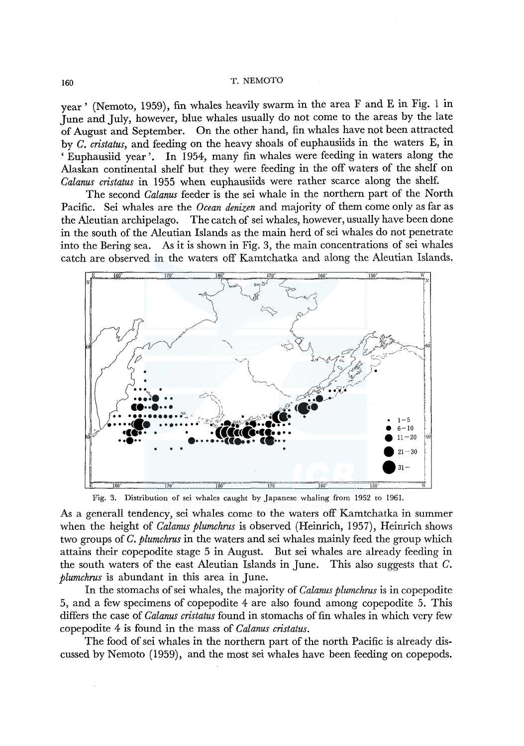year' (Nemoto, 1959), fin whales heavily swarm in the area F and E in Fig. 1 in June and July, however, blue whales usually do not come to the areas by the late of August and September. On the other hand, fin whales have not been attracted by *C. cristatus*, and feeding on the heavy shoals of euphausiids in the waters E, in 'Euphausiid year'. In 1954, many fin whales were feeding in waters along the Alaskan continental shelf but they were feeding in the off waters of the shelf on *Calanus cristatus* in 1955 when euphausiids were rather scarce along the shelf.

The second *Calanus* feeder is the sei whale in the northern part of the North Pacific. Sei whales are the *Ocean denizen* and majority of them come only as far as the Aleutian archipelago. The catch of sei whales, however, usually have been done in the south of the Aleutian Islands as the main herd of sei whales do not penetrate into the Bering sea. As it is shown in Fig. 3, the main concentrations of sei whales catch are observed in the waters off Kamtchatka and along the Aleutian Islands.

Fig. 3. Distribution of sei whales caught by Japanese whaling from 1952 to 1961.

As a generall tendency, sei whales come to the waters off Kamtchatka in summer when the height of *Calanus plumchrus* is observed (Heinrich, 1957), Heinrich shows two groups of *C. plumchrus* in the waters and sei whales mainly feed the group which attains their copepodite stage 5 in August. But sei whales are already feeding in the south waters of the east Aleutian Islands in June. This also suggests that *C. plumchrus* is abundant in this area in June.

In the stomachs of sei whales, the majority of *Calanus plumchrus* is in copepodite 5, and a few specimens of copepodite 4 are also found among copepodite 5. This differs the case of *Calanus cristatus* found in stomachs of fin whales in which very few copepodite 4 is found in the mass of *Calanus cristatus*.

The food of sei whales in the northern part of the north Pacific is already discussed by Nemoto (1959), and the most sei whales have been feeding on copepods.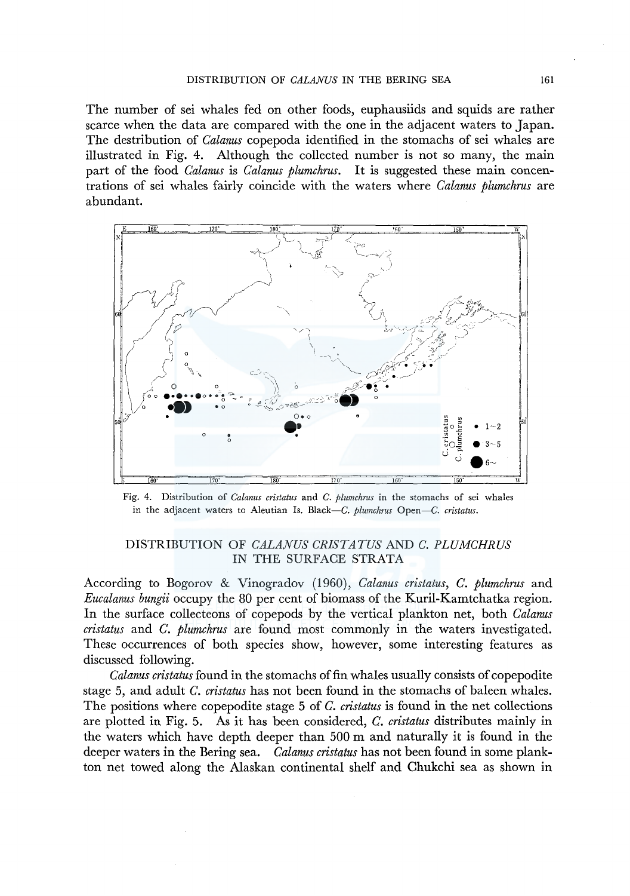The number of sei whales fed on other foods, euphausiids and squids are rather scarce when the data are compared with the one in the adjacent waters to Japan. The destribution of *Calanus* copepoda identified in the stomachs of sei whales are illustrated in Fig. 4. Although the collected number is not so many, the main part of the food *Calanus* is *Calanus plumchrus*. It is suggested these main concentrations of sei whales fairly coincide with the waters where *Calanus plumchrus* are abundant.

Fig. 4. Distribution of *Calanus cristatus* and *C. plumchrus* in the stomachs of sei whales in the adjacent waters to Aleutian Is. Black—*C. plumchrus* Open—*C. cristatus*.

## DISTRIBUTION OF *CALANUS CRISTATUS* AND *C. PLUMCHRUS* IN THE SURFACE STRATA

According to Bogorov & Vinogradov (1960), *Calanus cristatus*, *C. plumchrus* and *Eucalanus bungii* occupy the 80 per cent of biomass of the Kuril-Kamtchatka region. In the surface collecteons of copepods by the vertical plankton net, both *Calanus cristatus* and *C. plumchrus* are found most commonly in the waters investigated. These occurrences of both species show, however, some interesting features as discussed following.

*Calanus cristatus* found in the stomachs of fin whales usually consists of copepodite stage 5, and adult *C. cristatus* has not been found in the stomachs of baleen whales. The positions where copepodite stage 5 of *C. cristatus* is found in the net collections are plotted in Fig. 5. As it has been considered, *C. cristatus* distributes mainly in the waters which have depth deeper than 500 m and naturally it is found in the deeper waters in the Bering sea. *Calanus cristatus* has not been found in some plankton net towed along the Alaskan continental shelf and Chukchi sea as shown in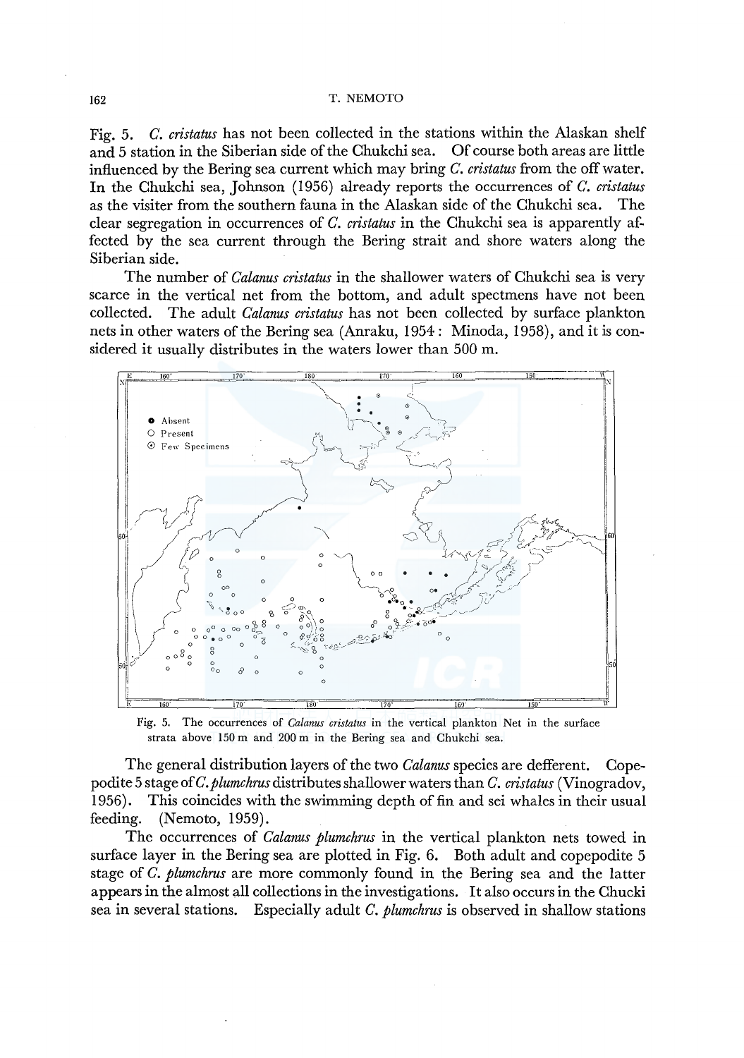Fig. 5. *C. cristatus* has not been collected in the stations within the Alaskan shelf and 5 station in the Siberian side of the Chukchi sea. Of course both areas are little influenced by the Bering sea current which may bring *C. cristatus* from the off water. In the Chukchi sea, Johnson (1956) already reports the occurrences of *C. cristatus* as the visiter from the southern fauna in the Alaskan side of the Chukchi sea. The clear segregation in occurrences of *C. cristatus* in the Chukchi sea is apparently affected by the sea current through the Bering strait and shore waters along the Siberian side.

The number of *Calanus cristatus* in the shallower waters of Chukchi sea is very scarce in the vertical net from the bottom, and adult spectmens have not been collected. The adult *Calanus cristatus* has not been collected by surface plankton nets in other waters of the Bering sea (Anraku, 1954 : Minoda, 1958), and it is considered it usually distributes in the waters lower than 500 m.

Fig. 5. The occurrences of *Calanus cristatus* in the vertical plankton Net in the surface strata above 150 m and 200 m in the Bering sea and Chukchi sea.

The general distribution layers of the two *Calanus* species are defferent. Copepodite 5 stage of *C. plumchrus* distributes shallower waters than *C. cristatus* (Vinogradov, 1956). This coincides with the swimming depth of fin and sei whales in their usual feeding. (Nemoto, 1959).

The occurrences of *Calanus plumchrus* in the vertical plankton nets towed in surface layer in the Bering sea are plotted in Fig. 6. Both adult and copepodite 5 stage of *C. plumchrus* are more commonly found in the Bering sea and the latter appears in the almost all collections in the investigations. It also occurs in the Chucki sea in several stations. Especially adult *C. plumchrus* is observed in shallow stations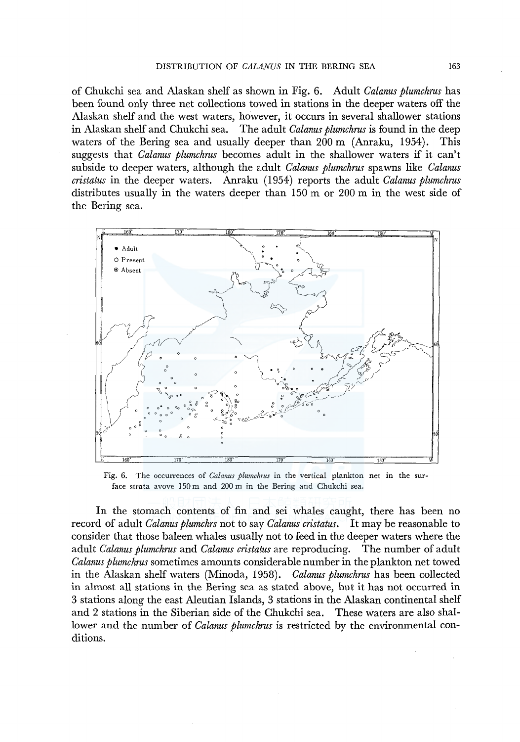of Chukchi sea and Alaskan shelf as shown in Fig. 6. Adult *Calanus plumchrus* has been found only three net collections towed in stations in the deeper waters off the Alaskan shelf and the west waters, however, it occurs in several shallower stations in Alaskan shelf and Chukchi sea. The adult *Calanus plumchrus* is found in the deep waters of the Bering sea and usually deeper than 200 m (Anraku, 1954). This suggests that *Calanus plumchrus* becomes adult in the shallower waters if it can't subside to deeper waters, although the adult *Calanus plumchrus* spawns like *Calanus cristatus* in the deeper waters. Anraku (1954) reports the adult *Calanus plumchrus* distributes usually in the waters deeper than 150 m or 200 m in the west side of the Bering sea.

Fig. 6. The occurrences of *Calanus plumchrus* in the vertical plankton net in the surface strata avove 150 m and 200 m in the Bering and Chukchi sea.

In the stomach contents of fin and sei whales caught, there has been no record of adult *Calanus plumchrs* not to say *Calanus cristatus*. It may be reasonable to consider that those baleen whales usually not to feed in the deeper waters where the adult *Calanus plumchrus* and *Calanus cristatus* are reproducing. The number of adult *Calanus plumchrus* sometimes amounts considerable number in the plankton net towed in the Alaskan shelf waters (Minoda, 1958). *Calanus plumchrus* has been collected in almost all stations in the Bering sea as stated above, but it has not occurred in 3 stations along the east Aleutian Islands, 3 stations in the Alaskan continental shelf and 2 stations in the Siberian side of the Chukchi sea. These waters are also shallower and the number of *Calanus plumchrus* is restricted by the environmental conditions.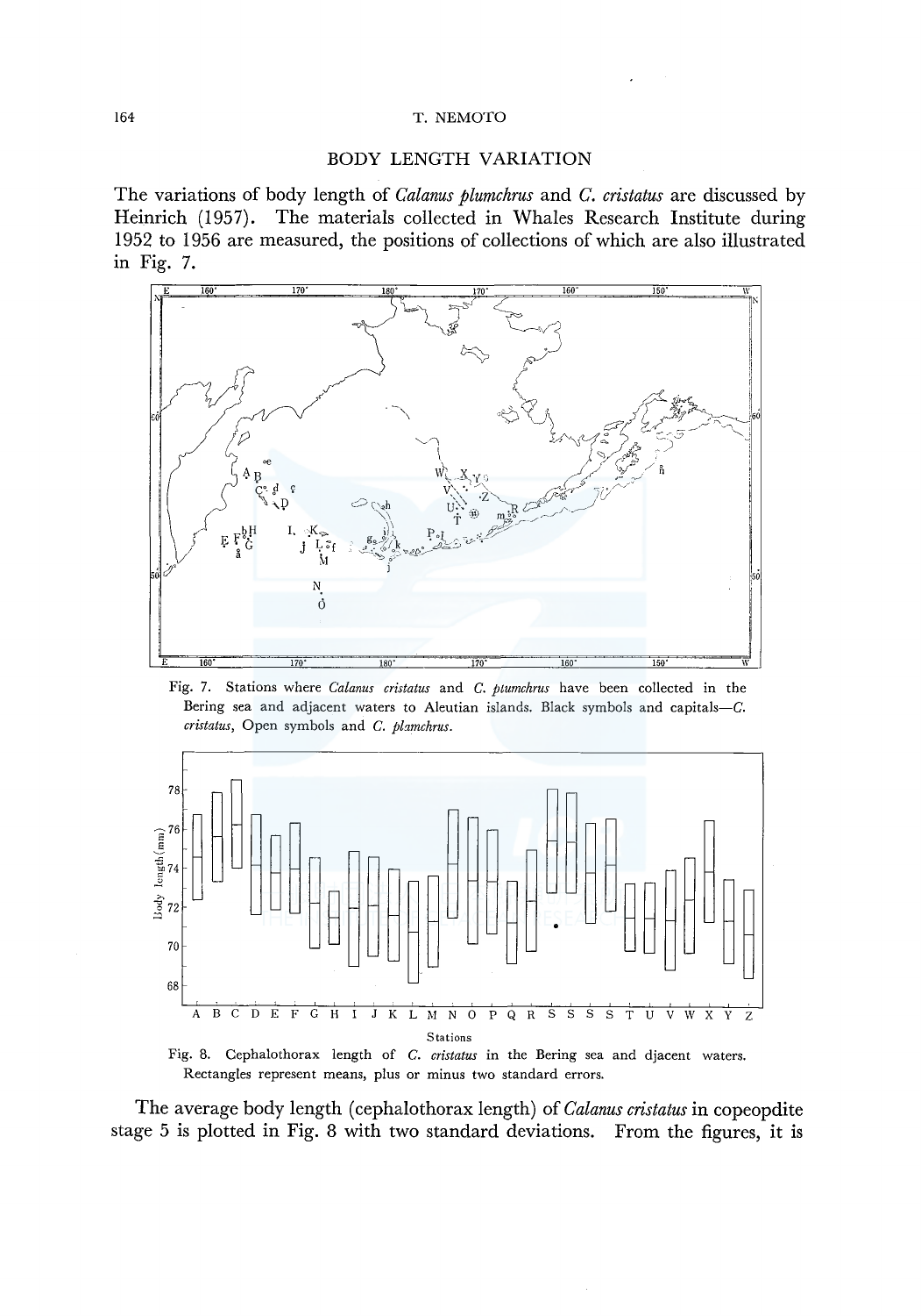## BODY LENGTH VARIATION

The variations of body length of *Calanus plumchrus* and *C. cristatus* are discussed by Heinrich (1957). The materials collected in Whales Research Institute during 1952 to 1956 are measured, the positions of collections of which are also illustrated in Fig. 7.

Fig. 7. Stations where *Calanus cristatus* and *C. plumchrus* have been collected in the Bering sea and adjacent waters to Aleutian islands. Black symbols and capitals—*C. cristatus*, Open symbols and *C. plumchrus*.

Fig. 8. Cephalothorax length of *C. cristatus* in the Bering sea and djacent waters. Rectangles represent means, plus or minus two standard errors.

The average body length (cephalothorax length) of *Calanus cristatus* in copeopdite stage 5 is plotted in Fig. 8 with two standard deviations. From the figures, it is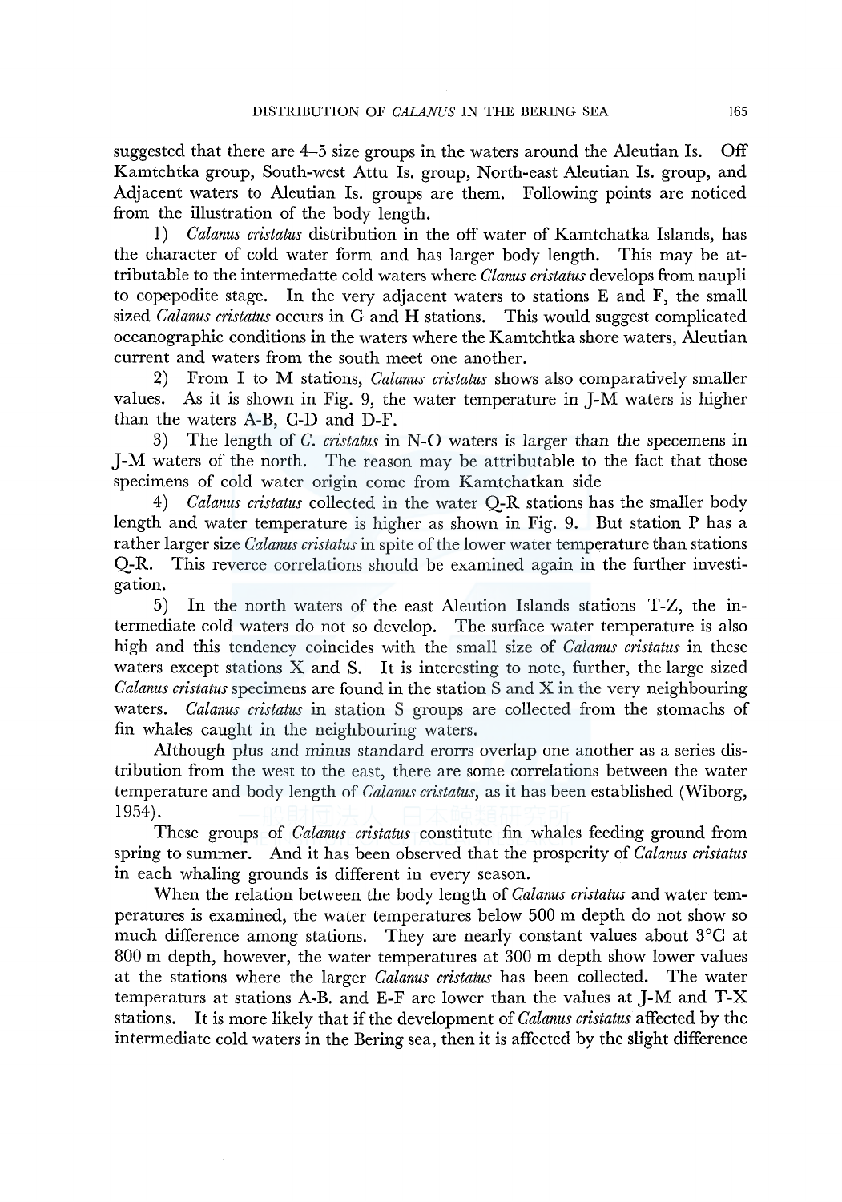suggested that there are 4–5 size groups in the waters around the Aleutian Is. Off Kamtchtka group, South-west Attu Is. group, North-east Aleutian Is. group, and Adjacent waters to Aleutian Is. groups are them. Following points are noticed from the illustration of the body length.

1) *Calanus cristatus* distribution in the off water of Kamtchatka Islands, has the character of cold water form and has larger body length. This may be attributable to the intermedatte cold waters where *Clanus cristatus* develops from naupli to copepodite stage. In the very adjacent waters to stations E and F, the small sized *Calanus cristatus* occurs in G and H stations. This would suggest complicated oceanographic conditions in the waters where the Kamtchtka shore waters, Aleutian current and waters from the south meet one another.

2) From I to M stations, *Calanus cristatus* shows also comparatively smaller values. As it is shown in Fig. 9, the water temperature in J-M waters is higher than the waters A-B, C-D and D-F.

3) The length of *C. cristatus* in N-O waters is larger than the specemens in J-M waters of the north. The reason may be attributable to the fact that those specimens of cold water origin come from Kamtchatkan side

4) *Calanus cristatus* collected in the water Q-R stations has the smaller body length and water temperature is higher as shown in Fig. 9. But station P has a rather larger size *Calanus cristatus* in spite of the lower water temperature than stations Q-R. This reverce correlations should be examined again in the further investigation.

5) In the north waters of the east Aleution Islands stations T-Z, the intermediate cold waters do not so develop. The surface water temperature is also high and this tendency coincides with the small size of *Calanus cristatus* in these waters except stations X and S. It is interesting to note, further, the large sized *Calanus cristatus* specimens are found in the station S and X in the very neighbouring waters. *Calanus cristatus* in station S groups are collected from the stomachs of fin whales caught in the neighbouring waters.

Although plus and minus standard erorrs overlap one another as a series distribution from the west to the east, there are some correlations between the water temperature and body length of *Calanus cristatus*, as it has been established (Wiborg, 1954).

These groups of *Calanus cristatus* constitute fin whales feeding ground from spring to summer. And it has been observed that the prosperity of *Calanus cristatus* in each whaling grounds is different in every season.

When the relation between the body length of *Calanus cristatus* and water temperatures is examined, the water temperatures below 500 m depth do not show so much difference among stations. They are nearly constant values about 3°C at 800 m depth, however, the water temperatures at 300 m depth show lower values at the stations where the larger *Calanus cristatus* has been collected. The water temperaturs at stations A-B. and E-F are lower than the values at J-M and T-X stations. It is more likely that if the development of *Calanus cristatus* affected by the intermediate cold waters in the Bering sea, then it is affected by the slight difference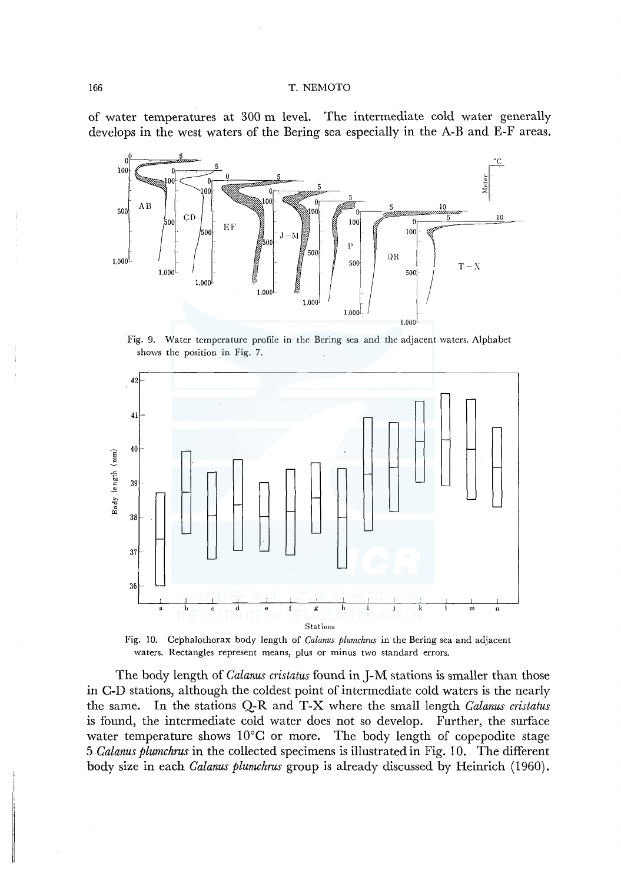of water temperatures at 300 m level. The intermediate cold water generally develops in the west waters of the Bering sea especially in the A-B and E-F areas.

Fig. 9. Water temperature profile in the Bering sea and the adjacent waters. Alphabet shows the position in Fig. 7.

Fig. 10. Cephalothorax body length of *Calanus plumchrus* in the Bering sea and adjacent waters. Rectangles represent means, plus or minus two standard errors.

The body length of *Calanus cristatus* found in J-M stations is smaller than those in C-D stations, although the coldest point of intermediate cold waters is the nearly the same. In the stations Q-R and T-X where the small length *Calanus cristatus* is found, the intermediate cold water does not so develop. Further, the surface water temperature shows 10°C or more. The body length of copepodite stage 5 *Calanus plumchrus* in the collected specimens is illustrated in Fig. 10. The different body size in each *Calanus plumchrus* group is already discussed by Heinrich (1960).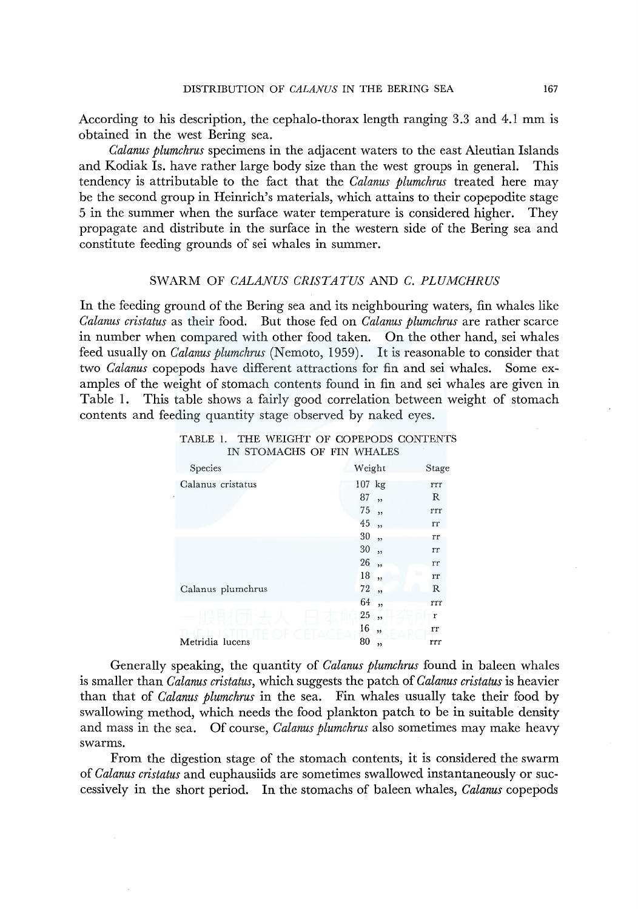According to his description, the cephalo-thorax length ranging 3.3 and 4.1 mm is obtained in the west Bering sea.

*Calanus plumchrus* specimens in the adjacent waters to the east Aleutian Islands and Kodiak Is. have rather large body size than the west groups in general. This tendency is attributable to the fact that the *Calanus plumchrus* treated here may be the second group in Heinrich's materials, which attains to their copepodite stage 5 in the summer when the surface water temperature is considered higher. They propagate and distribute in the surface in the western side of the Bering sea and constitute feeding grounds of sei whales in summer.

## SWARM OF *CALANUS CRISTATUS* AND *C. PLUMCHRUS*

In the feeding ground of the Bering sea and its neighbouring waters, fin whales like *Calanus cristatus* as their food. But those fed on *Calanus plumchrus* are rather scarce in number when compared with other food taken. On the other hand, sei whales feed usually on *Calanus plumchrus* (Nemoto, 1959). It is reasonable to consider that two *Calanus* copepods have different attractions for fin and sei whales. Some examples of the weight of stomach contents found in fin and sei whales are given in Table 1. This table shows a fairly good correlation between weight of stomach contents and feeding quantity stage observed by naked eyes.

TABLE 1. THE WEIGHT OF COPEPODS CONTENTS IN STOMACHS OF FIN WHALES

| Species | Weight | Stage |
|---|---|---|
| Calanus cristatus | 107 kg | rrr |
| | 87 ,, | R |
| | 75 ,, | rrr |
| | 45 ,, | rr |
| | 30 ,, | rr |
| | 30 ,, | rr |
| | 26 ,, | rr |
| | 18 ,, | rr |
| Calanus plumchrus | 72 ,, | R |
| | 64 ,, | rrr |
| | 25 ,, | r |
| | 16 ,, | rr |
| Metridia lucens | 80 ,, | rrr |

Generally speaking, the quantity of *Calanus plumchrus* found in baleen whales is smaller than *Calanus cristatus*, which suggests the patch of *Calanus cristatus* is heavier than that of *Calanus plumchrus* in the sea. Fin whales usually take their food by swallowing method, which needs the food plankton patch to be in suitable density and mass in the sea. Of course, *Calanus plumchrus* also sometimes may make heavy swarms.

From the digestion stage of the stomach contents, it is considered the swarm of *Calanus cristatus* and euphausiids are sometimes swallowed instantaneously or successively in the short period. In the stomachs of baleen whales, *Calanus* copepods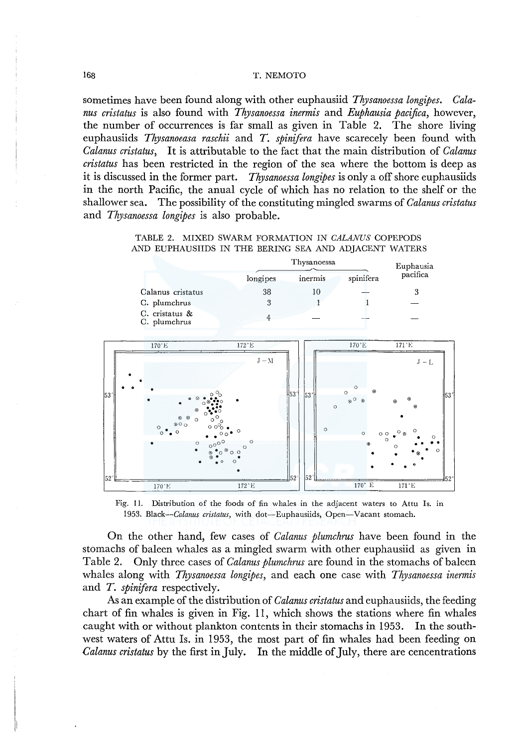sometimes have been found along with other euphausiid *Thysanoessa longipes*. *Calanus cristatus* is also found with *Thysanoessa inermis* and *Euphausia pacifica*, however, the number of occurrences is far small as given in Table 2. The shore living euphausiids *Thysanoeasa raschii* and *T. spinifera* have scarecely been found with *Calanus cristatus*, It is attributable to the fact that the main distribution of *Calanus cristatus* has been restricted in the region of the sea where the bottom is deep as it is discussed in the former part. *Thysanoessa longipes* is only a off shore euphausiids in the north Pacific, the anual cycle of which has no relation to the shelf or the shallower sea. The possibility of the constituting mingled swarms of *Calanus cristatus* and *Thysanoessa longipes* is also probable.

TABLE 2. MIXED SWARM FORMATION IN *CALANUS* COPEPODS AND EUPHAUSIIDS IN THE BERING SEA AND ADJACENT WATERS

| | Thysanoessa | | | Euphausia pacifica |
|---|---|---|---|---|
| | longipes | inermis | spinifera | |
| Calanus cristatus | 38 | 10 | — | 3 |
| C. plumchrus | 3 | 1 | 1 | — |
| C. cristatus & C. plumchrus | 4 | — | — | — |

Fig. 11. Distribution of the foods of fin whales in the adjacent waters to Attu Is. in 1953. Black—*Calanus cristatus*, with dot—Euphausiids, Open—Vacant stomach.

On the other hand, few cases of *Calanus plumchrus* have been found in the stomachs of baleen whales as a mingled swarm with other euphausiid as given in Table 2. Only three cases of *Calanus plumchrus* are found in the stomachs of baleen whales along with *Thysanoessa longipes*, and each one case with *Thysanoessa inermis* and *T. spinifera* respectively.

As an example of the distribution of *Calanus cristatus* and euphausiids, the feeding chart of fin whales is given in Fig. 11, which shows the stations where fin whales caught with or without plankton contents in their stomachs in 1953. In the southwest waters of Attu Is. in 1953, the most part of fin whales had been feeding on *Calanus cristatus* by the first in July. In the middle of July, there are cencentrations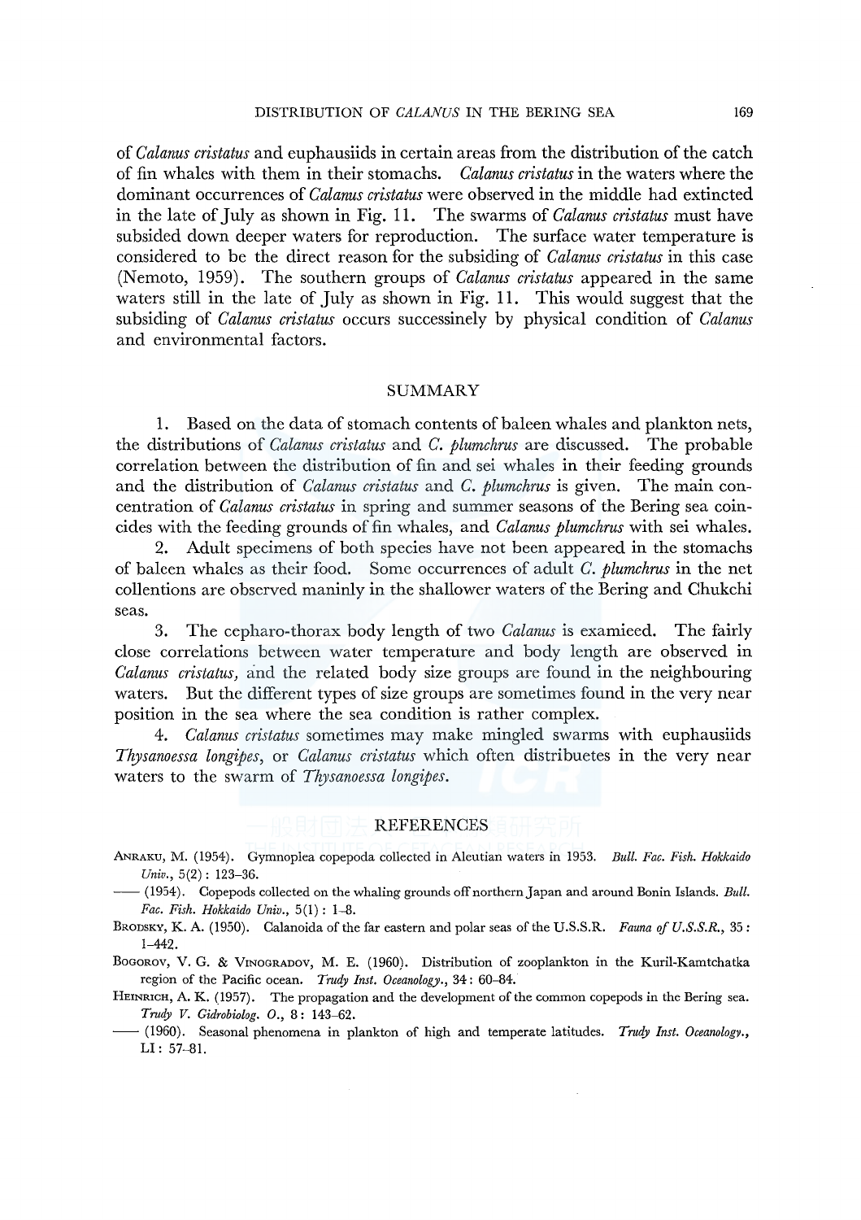of *Calanus cristatus* and euphausiids in certain areas from the distribution of the catch of fin whales with them in their stomachs. *Calanus cristatus* in the waters where the dominant occurrences of *Calanus cristatus* were observed in the middle had extincted in the late of July as shown in Fig. 11. The swarms of *Calanus cristatus* must have subsided down deeper waters for reproduction. The surface water temperature is considered to be the direct reason for the subsiding of *Calanus cristatus* in this case (Nemoto, 1959). The southern groups of *Calanus cristatus* appeared in the same waters still in the late of July as shown in Fig. 11. This would suggest that the subsiding of *Calanus cristatus* occurs successinely by physical condition of *Calanus* and environmental factors.

## SUMMARY

1. Based on the data of stomach contents of baleen whales and plankton nets, the distributions of *Calanus cristatus* and *C. plumchrus* are discussed. The probable correlation between the distribution of fin and sei whales in their feeding grounds and the distribution of *Calanus cristatus* and *C. plumchrus* is given. The main concentration of *Calanus cristatus* in spring and summer seasons of the Bering sea coincides with the feeding grounds of fin whales, and *Calanus plumchrus* with sei whales.

2. Adult specimens of both species have not been appeared in the stomachs of baleen whales as their food. Some occurrences of adult *C. plumchrus* in the net collentions are observed maninly in the shallower waters of the Bering and Chukchi seas.

3. The cepharo-thorax body length of two *Calanus* is examieed. The fairly close correlations between water temperature and body length are observed in *Calanus cristatus*, and the related body size groups are found in the neighbouring waters. But the different types of size groups are sometimes found in the very near position in the sea where the sea condition is rather complex.

4. *Calanus cristatus* sometimes may make mingled swarms with euphausiids *Thysanoessa longipes*, or *Calanus cristatus* which often distribuetes in the very near waters to the swarm of *Thysanoessa longipes*.

## REFERENCES

Anraku, M. (1954). Gymnoplea copepoda collected in Aleutian waters in 1953. *Bull. Fac. Fish. Hokkaido Univ.*, 5(2): 123–36.

—— (1954). Copepods collected on the whaling grounds off northern Japan and around Bonin Islands. *Bull. Fac. Fish. Hokkaido Univ.*, 5(1): 1–8.

Brodsky, K. A. (1950). Calanoida of the far eastern and polar seas of the U.S.S.R. *Fauna of U.S.S.R.*, 35: 1–442.

Bogorov, V. G. & Vinogradov, M. E. (1960). Distribution of zooplankton in the Kuril-Kamtchatka region of the Pacific ocean. *Trudy Inst. Oceanology.*, 34: 60–84.

Heinrich, A. K. (1957). The propagation and the development of the common copepods in the Bering sea. *Trudy V. Gidrobiolog. O.*, 8: 143–62.

—— (1960). Seasonal phenomena in plankton of high and temperate latitudes. *Trudy Inst. Oceanology.*, LI: 57–81.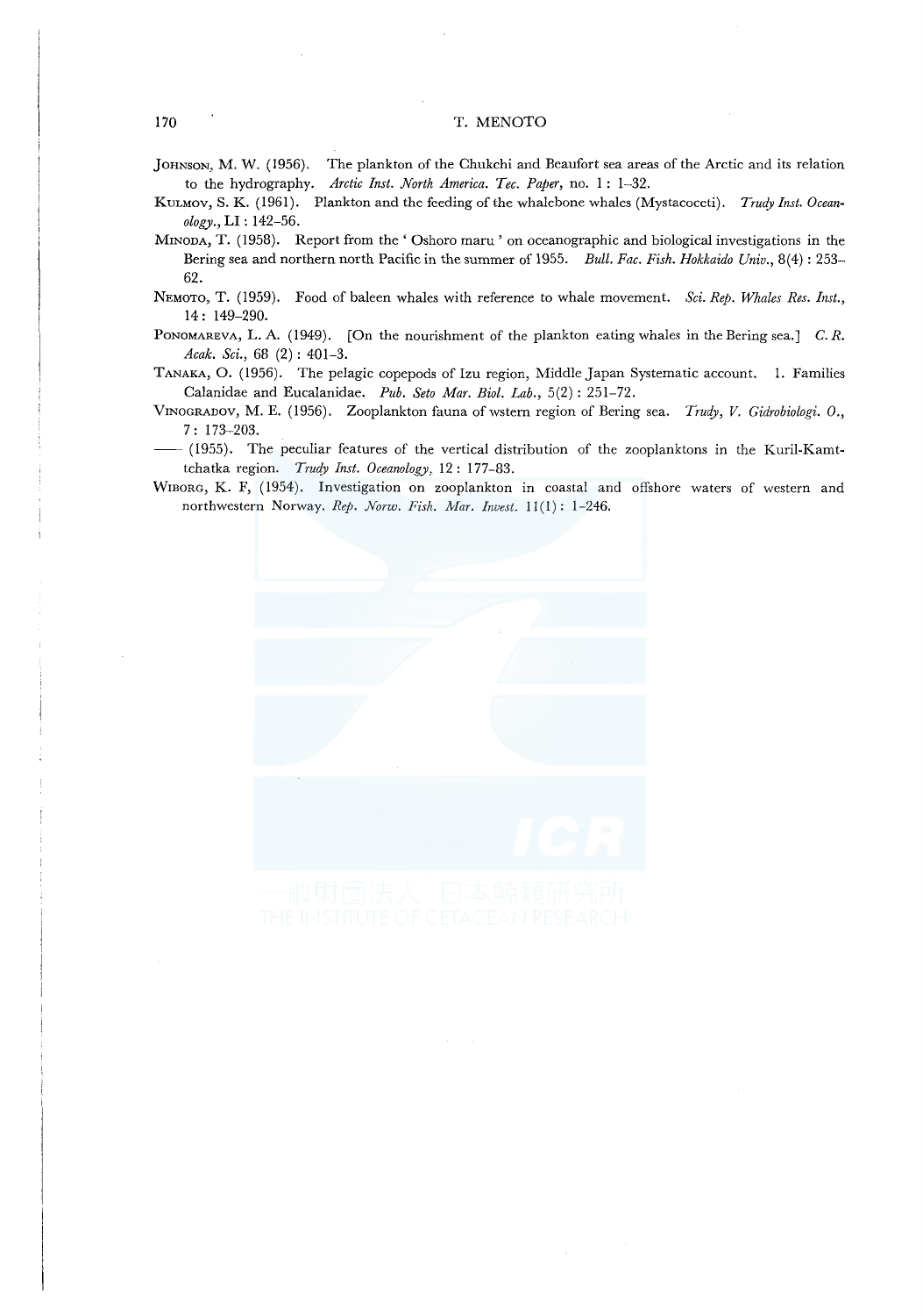Johnson, M. W. (1956). The plankton of the Chukchi and Beaufort sea areas of the Arctic and its relation to the hydrography. *Arctic Inst. North America. Tec. Paper*, no. 1: 1–32.

Kulmov, S. K. (1961). Plankton and the feeding of the whalebone whales (Mystacocceti). *Trudy Inst. Oceanology.*, LI : 142–56.

Minoda, T. (1958). Report from the ' Oshoro maru ' on oceanographic and biological investigations in the Bering sea and northern north Pacific in the summer of 1955. *Bull. Fac. Fish. Hokkaido Univ.*, 8(4) : 253–62.

Nemoto, T. (1959). Food of baleen whales with reference to whale movement. *Sci. Rep. Whales Res. Inst.*, 14: 149–290.

Ponomareva, L. A. (1949). [On the nourishment of the plankton eating whales in the Bering sea.] *C. R. Acak. Sci.*, 68 (2) : 401–3.

Tanaka, O. (1956). The pelagic copepods of Izu region, Middle Japan Systematic account. 1. Families Calanidae and Eucalanidae. *Pub. Seto Mar. Biol. Lab.*, 5(2) : 251–72.

Vinogradov, M. E. (1956). Zooplankton fauna of wstern region of Bering sea. *Trudy, V. Gidrobiologi. O.*, 7: 173–203.

—— (1955). The peculiar features of the vertical distribution of the zooplanktons in the Kuril-Kamttchatka region. *Trudy Inst. Oceanology*, 12 : 177–83.

Wiborg, K. F, (1954). Investigation on zooplankton in coastal and offshore waters of western and northwestern Norway. *Rep. Norw. Fish. Mar. Invest.* 11(1) : 1–246.